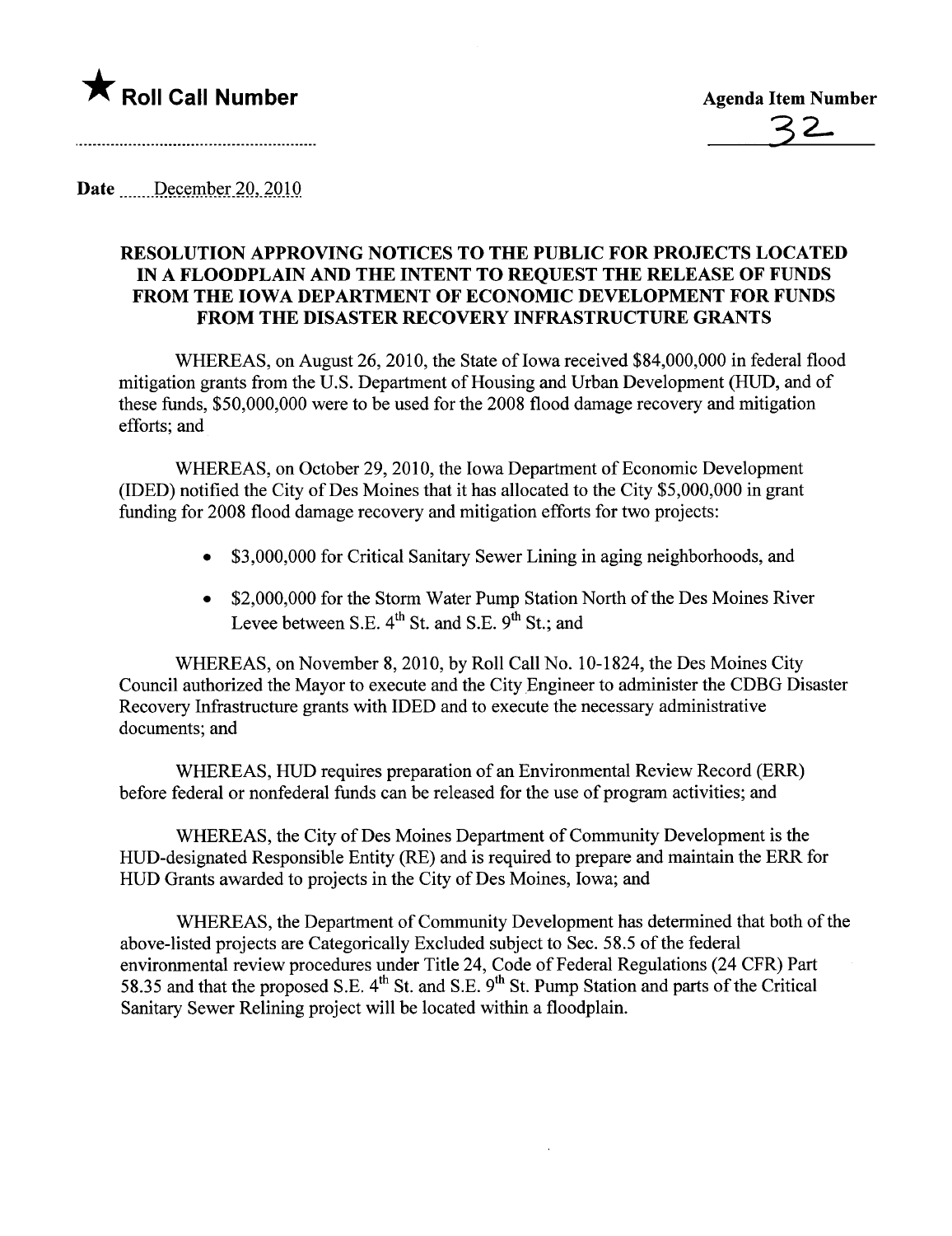★ **Roll Call Number**

**Agenda Item Number**

32

**Date** December 20, 2010

**RESOLUTION APPROVING NOTICES TO THE PUBLIC FOR PROJECTS LOCATED IN A FLOODPLAIN AND THE INTENT TO REQUEST THE RELEASE OF FUNDS FROM THE IOWA DEPARTMENT OF ECONOMIC DEVELOPMENT FOR FUNDS FROM THE DISASTER RECOVERY INFRASTRUCTURE GRANTS**

WHEREAS, on August 26, 2010, the State of Iowa received $84,000,000 in federal flood mitigation grants from the U.S. Department of Housing and Urban Development (HUD, and of these funds, $50,000,000 were to be used for the 2008 flood damage recovery and mitigation efforts; and

WHEREAS, on October 29, 2010, the Iowa Department of Economic Development (IDED) notified the City of Des Moines that it has allocated to the City $5,000,000 in grant funding for 2008 flood damage recovery and mitigation efforts for two projects:

- $3,000,000 for Critical Sanitary Sewer Lining in aging neighborhoods, and
- $2,000,000 for the Storm Water Pump Station North of the Des Moines River Levee between S.E. 4th St. and S.E. 9th St.; and

WHEREAS, on November 8, 2010, by Roll Call No. 10-1824, the Des Moines City Council authorized the Mayor to execute and the City Engineer to administer the CDBG Disaster Recovery Infrastructure grants with IDED and to execute the necessary administrative documents; and

WHEREAS, HUD requires preparation of an Environmental Review Record (ERR) before federal or nonfederal funds can be released for the use of program activities; and

WHEREAS, the City of Des Moines Department of Community Development is the HUD-designated Responsible Entity (RE) and is required to prepare and maintain the ERR for HUD Grants awarded to projects in the City of Des Moines, Iowa; and

WHEREAS, the Department of Community Development has determined that both of the above-listed projects are Categorically Excluded subject to Sec. 58.5 of the federal environmental review procedures under Title 24, Code of Federal Regulations (24 CFR) Part 58.35 and that the proposed S.E. 4th St. and S.E. 9th St. Pump Station and parts of the Critical Sanitary Sewer Relining project will be located within a floodplain.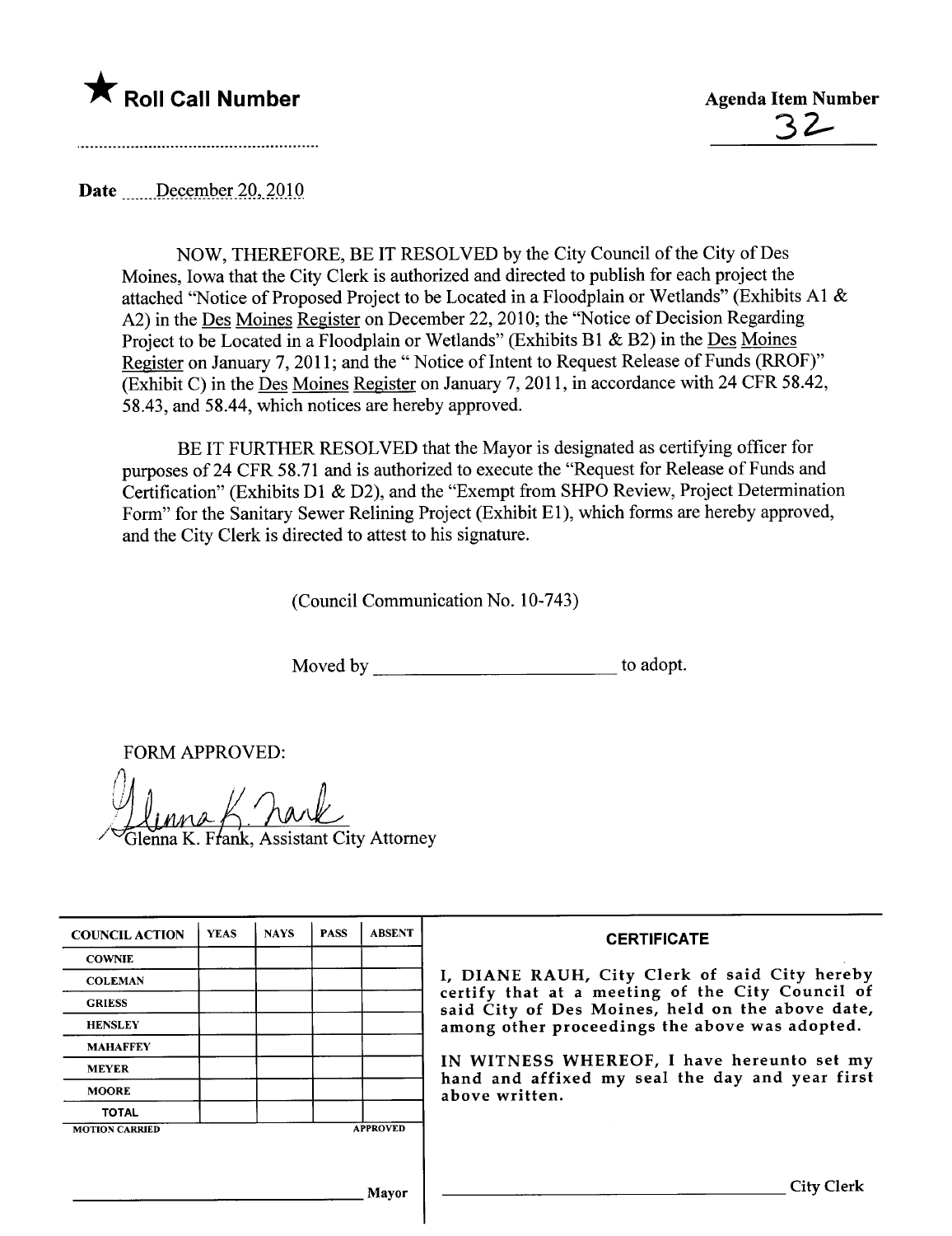★ **Roll Call Number**

**Agenda Item Number**
32

Date December 20, 2010

NOW, THEREFORE, BE IT RESOLVED by the City Council of the City of Des Moines, Iowa that the City Clerk is authorized and directed to publish for each project the attached "Notice of Proposed Project to be Located in a Floodplain or Wetlands" (Exhibits A1 & A2) in the Des Moines Register on December 22, 2010; the "Notice of Decision Regarding Project to be Located in a Floodplain or Wetlands" (Exhibits B1 & B2) in the Des Moines Register on January 7, 2011; and the " Notice of Intent to Request Release of Funds (RROF)" (Exhibit C) in the Des Moines Register on January 7, 2011, in accordance with 24 CFR 58.42, 58.43, and 58.44, which notices are hereby approved.

BE IT FURTHER RESOLVED that the Mayor is designated as certifying officer for purposes of 24 CFR 58.71 and is authorized to execute the "Request for Release of Funds and Certification" (Exhibits D1 & D2), and the "Exempt from SHPO Review, Project Determination Form" for the Sanitary Sewer Relining Project (Exhibit E1), which forms are hereby approved, and the City Clerk is directed to attest to his signature.

(Council Communication No. 10-743)

Moved by ________________________ to adopt.

FORM APPROVED:

Glenna K. Frank, Assistant City Attorney

| COUNCIL ACTION | YEAS | NAYS | PASS | ABSENT |
|---|---|---|---|---|
| COWNIE | | | | |
| COLEMAN | | | | |
| GRIESS | | | | |
| HENSLEY | | | | |
| MAHAFFEY | | | | |
| MEYER | | | | |
| MOORE | | | | |
| TOTAL | | | | |
| MOTION CARRIED | | | | APPROVED |

________________________ Mayor

**CERTIFICATE**

I, DIANE RAUH, City Clerk of said City hereby certify that at a meeting of the City Council of said City of Des Moines, held on the above date, among other proceedings the above was adopted.

IN WITNESS WHEREOF, I have hereunto set my hand and affixed my seal the day and year first above written.

________________________ City Clerk